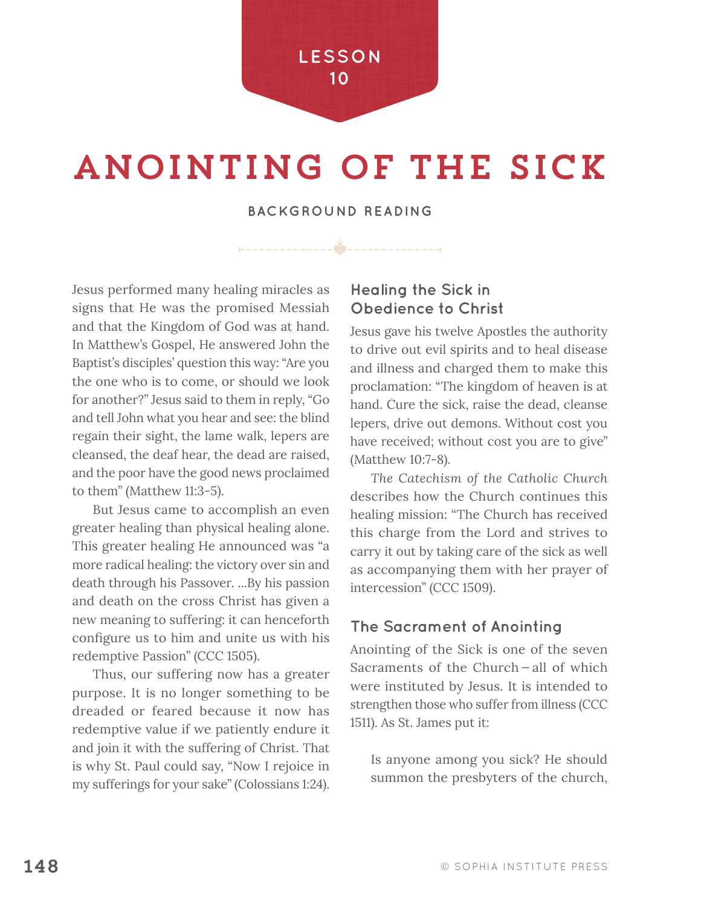LESSON 10

# ANOINTING OF THE SICK

BACKGROUND READING

Jesus performed many healing miracles as signs that He was the promised Messiah and that the Kingdom of God was at hand. In Matthew's Gospel, He answered John the Baptist's disciples' question this way: "Are you the one who is to come, or should we look for another?" Jesus said to them in reply, "Go and tell John what you hear and see: the blind regain their sight, the lame walk, lepers are cleansed, the deaf hear, the dead are raised, and the poor have the good news proclaimed to them" (Matthew 11:3-5).

But Jesus came to accomplish an even greater healing than physical healing alone. This greater healing He announced was "a more radical healing: the victory over sin and death through his Passover. ...By his passion and death on the cross Christ has given a new meaning to suffering: it can henceforth configure us to him and unite us with his redemptive Passion" (CCC 1505).

Thus, our suffering now has a greater purpose. It is no longer something to be dreaded or feared because it now has redemptive value if we patiently endure it and join it with the suffering of Christ. That is why St. Paul could say, "Now I rejoice in my sufferings for your sake" (Colossians 1:24).

## Healing the Sick in Obedience to Christ

Jesus gave his twelve Apostles the authority to drive out evil spirits and to heal disease and illness and charged them to make this proclamation: "The kingdom of heaven is at hand. Cure the sick, raise the dead, cleanse lepers, drive out demons. Without cost you have received; without cost you are to give" (Matthew 10:7-8).

*The Catechism of the Catholic Church* describes how the Church continues this healing mission: "The Church has received this charge from the Lord and strives to carry it out by taking care of the sick as well as accompanying them with her prayer of intercession" (CCC 1509).

## The Sacrament of Anointing

Anointing of the Sick is one of the seven Sacraments of the Church – all of which were instituted by Jesus. It is intended to strengthen those who suffer from illness (CCC 1511). As St. James put it:

> Is anyone among you sick? He should summon the presbyters of the church,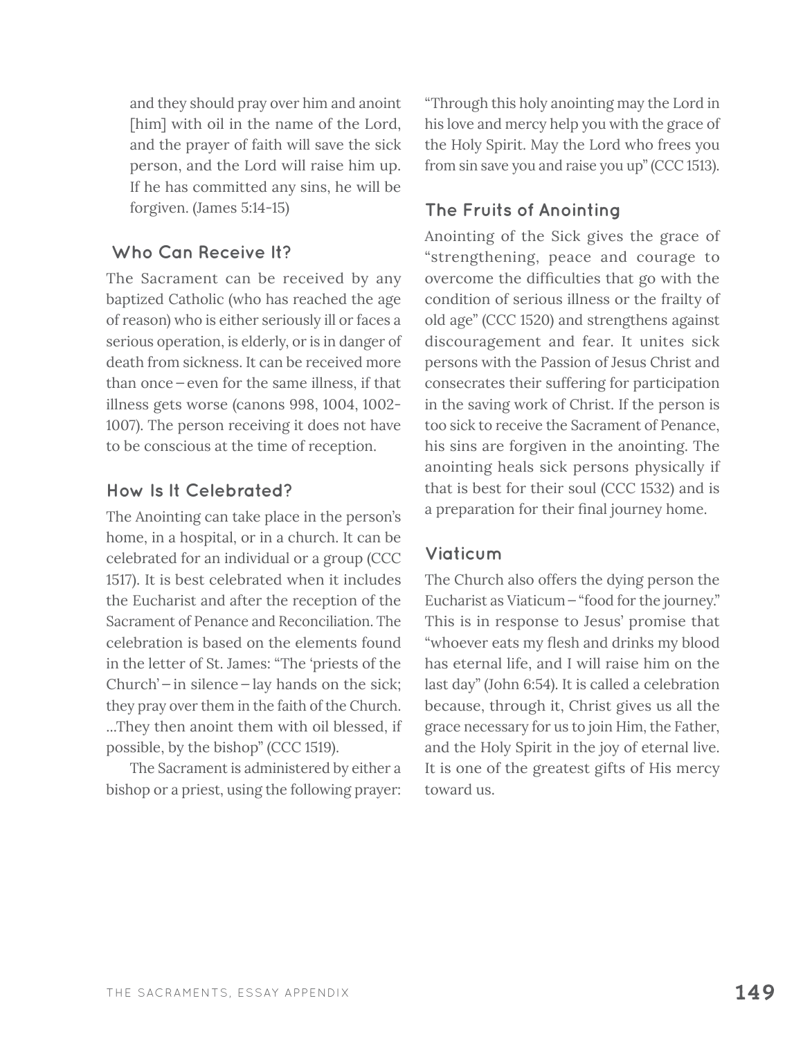> and they should pray over him and anoint [him] with oil in the name of the Lord, and the prayer of faith will save the sick person, and the Lord will raise him up. If he has committed any sins, he will be forgiven. (James 5:14-15)

### Who Can Receive It?

The Sacrament can be received by any baptized Catholic (who has reached the age of reason) who is either seriously ill or faces a serious operation, is elderly, or is in danger of death from sickness. It can be received more than once – even for the same illness, if that illness gets worse (canons 998, 1004, 1002-1007). The person receiving it does not have to be conscious at the time of reception.

### How Is It Celebrated?

The Anointing can take place in the person's home, in a hospital, or in a church. It can be celebrated for an individual or a group (CCC 1517). It is best celebrated when it includes the Eucharist and after the reception of the Sacrament of Penance and Reconciliation. The celebration is based on the elements found in the letter of St. James: "The 'priests of the Church' – in silence – lay hands on the sick; they pray over them in the faith of the Church. ...They then anoint them with oil blessed, if possible, by the bishop" (CCC 1519).

The Sacrament is administered by either a bishop or a priest, using the following prayer: "Through this holy anointing may the Lord in his love and mercy help you with the grace of the Holy Spirit. May the Lord who frees you from sin save you and raise you up" (CCC 1513).

### The Fruits of Anointing

Anointing of the Sick gives the grace of "strengthening, peace and courage to overcome the difficulties that go with the condition of serious illness or the frailty of old age" (CCC 1520) and strengthens against discouragement and fear. It unites sick persons with the Passion of Jesus Christ and consecrates their suffering for participation in the saving work of Christ. If the person is too sick to receive the Sacrament of Penance, his sins are forgiven in the anointing. The anointing heals sick persons physically if that is best for their soul (CCC 1532) and is a preparation for their final journey home.

### Viaticum

The Church also offers the dying person the Eucharist as Viaticum – "food for the journey." This is in response to Jesus' promise that "whoever eats my flesh and drinks my blood has eternal life, and I will raise him on the last day" (John 6:54). It is called a celebration because, through it, Christ gives us all the grace necessary for us to join Him, the Father, and the Holy Spirit in the joy of eternal live. It is one of the greatest gifts of His mercy toward us.